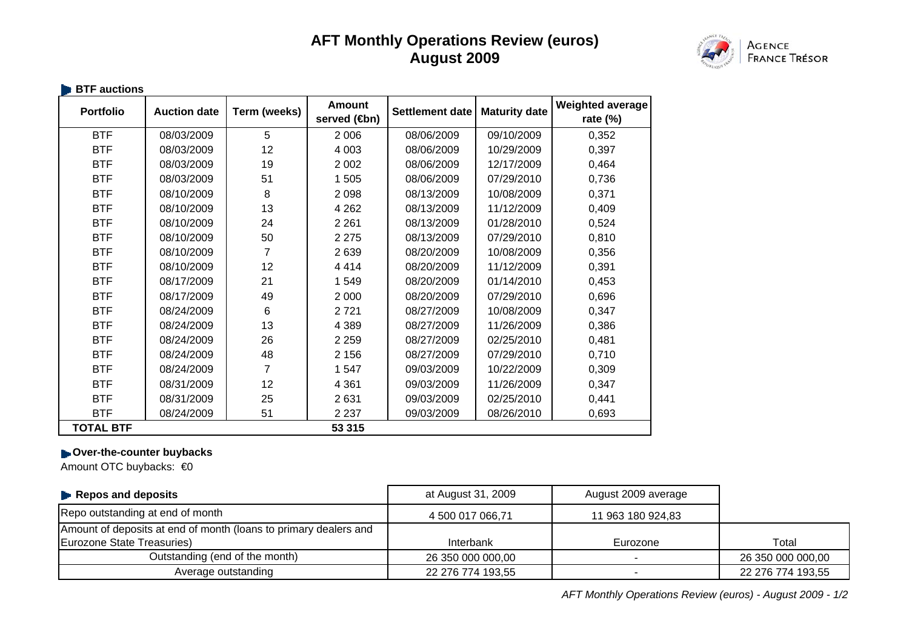# AFT Monthly Operations Review (euros)
# August 2009

AGENCE FRANCE TRÉSOR

### BTF auctions

| Portfolio | Auction date | Term (weeks) | Amount served (€bn) | Settlement date | Maturity date | Weighted average rate (%) |
|---|---|---|---|---|---|---|
| BTF | 08/03/2009 | 5 | 2 006 | 08/06/2009 | 09/10/2009 | 0,352 |
| BTF | 08/03/2009 | 12 | 4 003 | 08/06/2009 | 10/29/2009 | 0,397 |
| BTF | 08/03/2009 | 19 | 2 002 | 08/06/2009 | 12/17/2009 | 0,464 |
| BTF | 08/03/2009 | 51 | 1 505 | 08/06/2009 | 07/29/2010 | 0,736 |
| BTF | 08/10/2009 | 8 | 2 098 | 08/13/2009 | 10/08/2009 | 0,371 |
| BTF | 08/10/2009 | 13 | 4 262 | 08/13/2009 | 11/12/2009 | 0,409 |
| BTF | 08/10/2009 | 24 | 2 261 | 08/13/2009 | 01/28/2010 | 0,524 |
| BTF | 08/10/2009 | 50 | 2 275 | 08/13/2009 | 07/29/2010 | 0,810 |
| BTF | 08/10/2009 | 7 | 2 639 | 08/20/2009 | 10/08/2009 | 0,356 |
| BTF | 08/10/2009 | 12 | 4 414 | 08/20/2009 | 11/12/2009 | 0,391 |
| BTF | 08/17/2009 | 21 | 1 549 | 08/20/2009 | 01/14/2010 | 0,453 |
| BTF | 08/17/2009 | 49 | 2 000 | 08/20/2009 | 07/29/2010 | 0,696 |
| BTF | 08/24/2009 | 6 | 2 721 | 08/27/2009 | 10/08/2009 | 0,347 |
| BTF | 08/24/2009 | 13 | 4 389 | 08/27/2009 | 11/26/2009 | 0,386 |
| BTF | 08/24/2009 | 26 | 2 259 | 08/27/2009 | 02/25/2010 | 0,481 |
| BTF | 08/24/2009 | 48 | 2 156 | 08/27/2009 | 07/29/2010 | 0,710 |
| BTF | 08/24/2009 | 7 | 1 547 | 09/03/2009 | 10/22/2009 | 0,309 |
| BTF | 08/31/2009 | 12 | 4 361 | 09/03/2009 | 11/26/2009 | 0,347 |
| BTF | 08/31/2009 | 25 | 2 631 | 09/03/2009 | 02/25/2010 | 0,441 |
| BTF | 08/24/2009 | 51 | 2 237 | 09/03/2009 | 08/26/2010 | 0,693 |
| **TOTAL BTF** | | | **53 315** | | | |

### Over-the-counter buybacks

Amount OTC buybacks: €0

| Repos and deposits | at August 31, 2009 | August 2009 average | |
|---|---|---|---|
| Repo outstanding at end of month | 4 500 017 066,71 | 11 963 180 924,83 | |
| Amount of deposits at end of month (loans to primary dealers and Eurozone State Treasuries) | Interbank | Eurozone | Total |
| Outstanding (end of the month) | 26 350 000 000,00 | - | 26 350 000 000,00 |
| Average outstanding | 22 276 774 193,55 | - | 22 276 774 193,55 |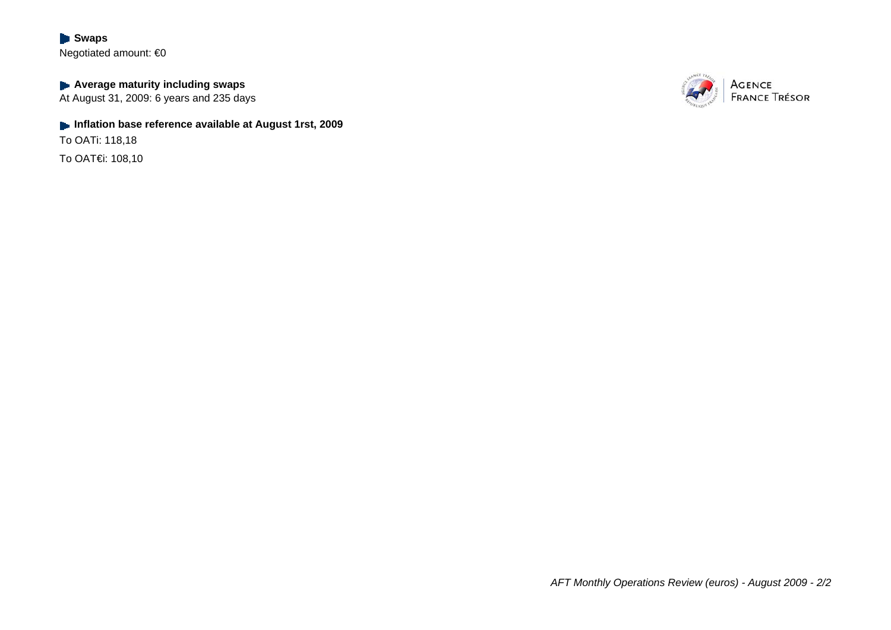**Swaps**

Negotiated amount: €0

**Average maturity including swaps**

At August 31, 2009: 6 years and 235 days

**Inflation base reference available at August 1rst, 2009**

To OATi: 118,18

To OAT€i: 108,10